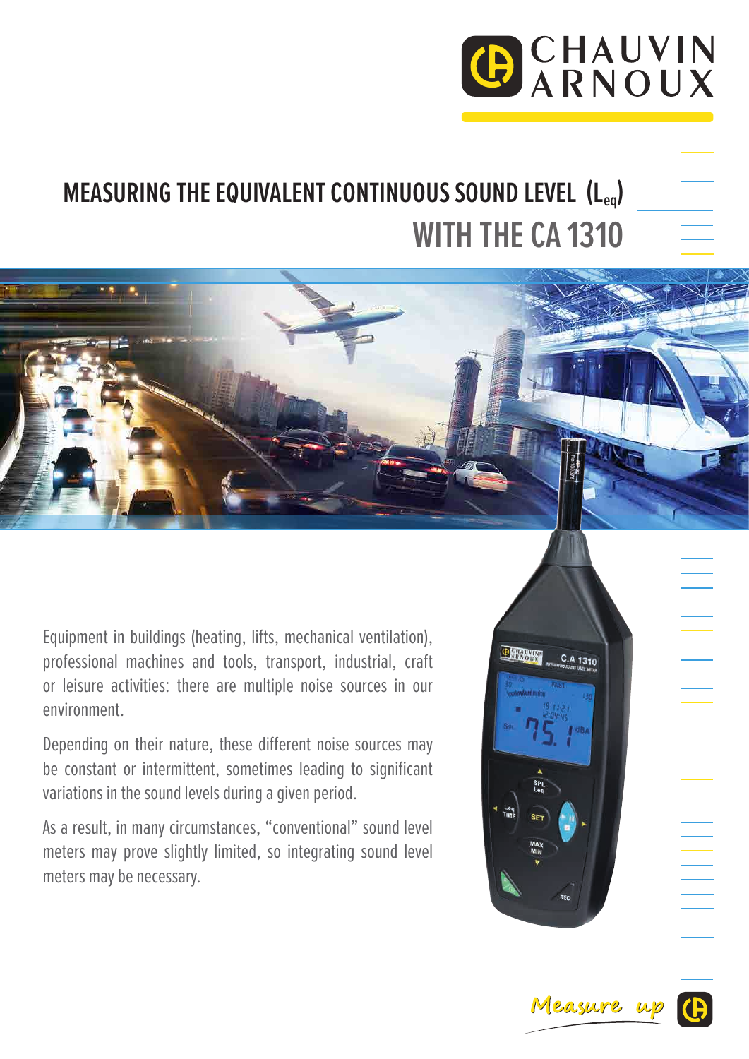# MEASURING THE EQUIVALENT CONTINUOUS SOUND LEVEL ($L_{eq}$) WITH THE CA 1310

Equipment in buildings (heating, lifts, mechanical ventilation), professional machines and tools, transport, industrial, craft or leisure activities: there are multiple noise sources in our environment.

Depending on their nature, these different noise sources may be constant or intermittent, sometimes leading to significant variations in the sound levels during a given period.

As a result, in many circumstances, "conventional" sound level meters may prove slightly limited, so integrating sound level meters may be necessary.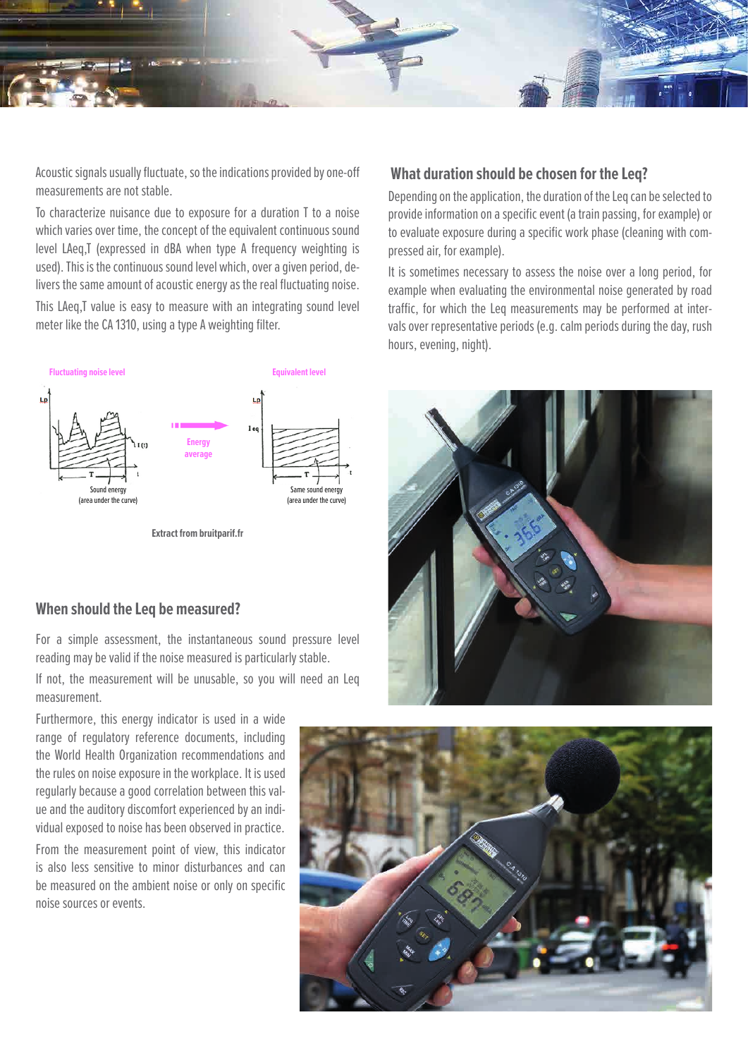Acoustic signals usually fluctuate, so the indications provided by one-off measurements are not stable.

To characterize nuisance due to exposure for a duration T to a noise which varies over time, the concept of the equivalent continuous sound level LAeq,T (expressed in dBA when type A frequency weighting is used). This is the continuous sound level which, over a given period, delivers the same amount of acoustic energy as the real fluctuating noise.

This LAeq,T value is easy to measure with an integrating sound level meter like the CA 1310, using a type A weighting filter.

Fluctuating noise level — Energy average — Equivalent level

Sound energy (area under the curve) — Same sound energy (area under the curve)

Extract from bruitparif.fr

## When should the Leq be measured?

For a simple assessment, the instantaneous sound pressure level reading may be valid if the noise measured is particularly stable.

If not, the measurement will be unusable, so you will need an Leq measurement.

Furthermore, this energy indicator is used in a wide range of regulatory reference documents, including the World Health Organization recommendations and the rules on noise exposure in the workplace. It is used regularly because a good correlation between this value and the auditory discomfort experienced by an individual exposed to noise has been observed in practice.

From the measurement point of view, this indicator is also less sensitive to minor disturbances and can be measured on the ambient noise or only on specific noise sources or events.

## What duration should be chosen for the Leq?

Depending on the application, the duration of the Leq can be selected to provide information on a specific event (a train passing, for example) or to evaluate exposure during a specific work phase (cleaning with compressed air, for example).

It is sometimes necessary to assess the noise over a long period, for example when evaluating the environmental noise generated by road traffic, for which the Leq measurements may be performed at intervals over representative periods (e.g. calm periods during the day, rush hours, evening, night).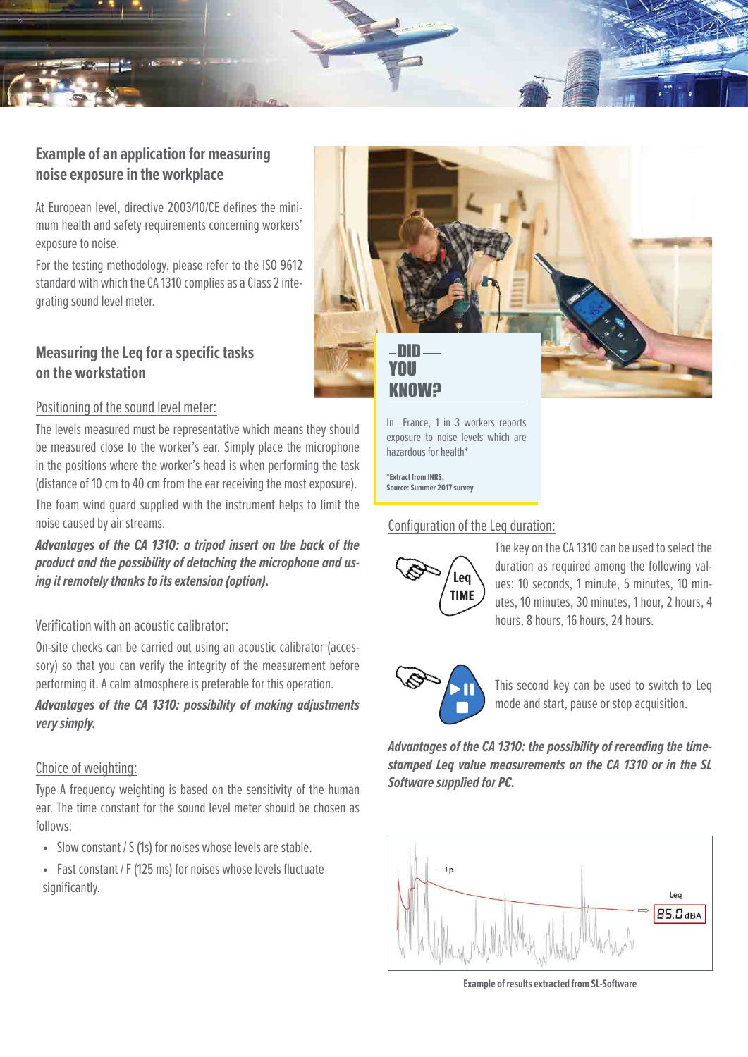## Example of an application for measuring noise exposure in the workplace

At European level, directive 2003/10/CE defines the minimum health and safety requirements concerning workers' exposure to noise.

For the testing methodology, please refer to the ISO 9612 standard with which the CA 1310 complies as a Class 2 integrating sound level meter.

## Measuring the Leq for a specific tasks on the workstation

### Positioning of the sound level meter:

The levels measured must be representative which means they should be measured close to the worker's ear. Simply place the microphone in the positions where the worker's head is when performing the task (distance of 10 cm to 40 cm from the ear receiving the most exposure).

The foam wind guard supplied with the instrument helps to limit the noise caused by air streams.

***Advantages of the CA 1310: a tripod insert on the back of the product and the possibility of detaching the microphone and using it remotely thanks to its extension (option).***

### Verification with an acoustic calibrator:

On-site checks can be carried out using an acoustic calibrator (accessory) so that you can verify the integrity of the measurement before performing it. A calm atmosphere is preferable for this operation.

***Advantages of the CA 1310: possibility of making adjustments very simply.***

### Choice of weighting:

Type A frequency weighting is based on the sensitivity of the human ear. The time constant for the sound level meter should be chosen as follows:

- Slow constant / S (1s) for noises whose levels are stable.
- Fast constant / F (125 ms) for noises whose levels fluctuate significantly.

**DID YOU KNOW?**

In France, 1 in 3 workers reports exposure to noise levels which are hazardous for health*

**\*Extract from INRS, Source: Summer 2017 survey**

### Configuration of the Leq duration:

Leq TIME

The key on the CA 1310 can be used to select the duration as required among the following values: 10 seconds, 1 minute, 5 minutes, 10 minutes, 10 minutes, 30 minutes, 1 hour, 2 hours, 4 hours, 8 hours, 16 hours, 24 hours.

This second key can be used to switch to Leq mode and start, pause or stop acquisition.

***Advantages of the CA 1310: the possibility of rereading the time-stamped Leq value measurements on the CA 1310 or in the SL Software supplied for PC.***

Lp

Leq

85.0 dBA

**Example of results extracted from SL-Software**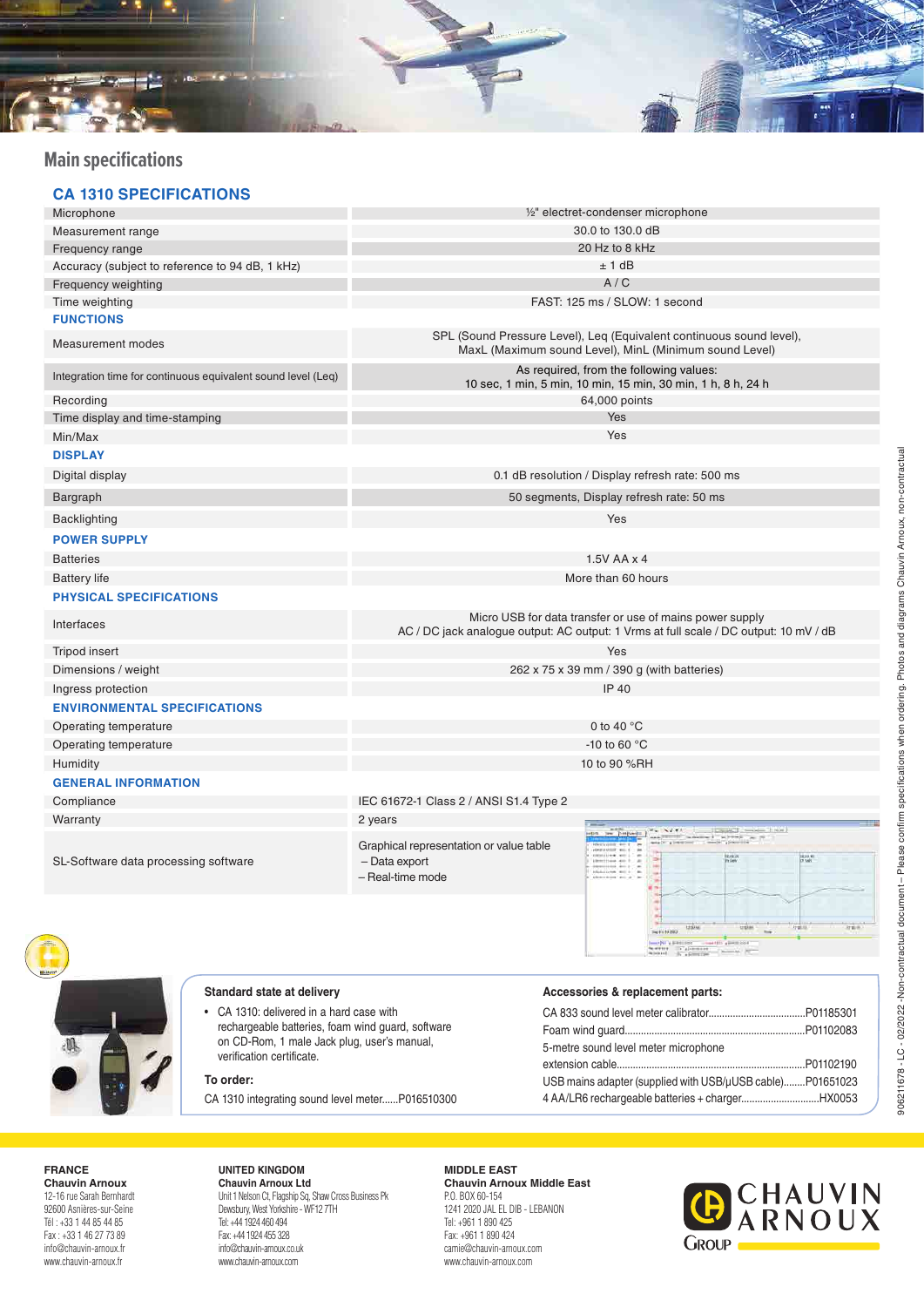## Main specifications

### CA 1310 SPECIFICATIONS

| | |
|---|---|
| Microphone | ½" electret-condenser microphone |
| Measurement range | 30.0 to 130.0 dB |
| Frequency range | 20 Hz to 8 kHz |
| Accuracy (subject to reference to 94 dB, 1 kHz) | ± 1 dB |
| Frequency weighting | A / C |
| Time weighting | FAST: 125 ms / SLOW: 1 second |
| **FUNCTIONS** | |
| Measurement modes | SPL (Sound Pressure Level), Leq (Equivalent continuous sound level), MaxL (Maximum sound Level), MinL (Minimum sound Level) |
| Integration time for continuous equivalent sound level (Leq) | As required, from the following values: 10 sec, 1 min, 5 min, 10 min, 15 min, 30 min, 1 h, 8 h, 24 h |
| Recording | 64,000 points |
| Time display and time-stamping | Yes |
| Min/Max | Yes |
| **DISPLAY** | |
| Digital display | 0.1 dB resolution / Display refresh rate: 500 ms |
| Bargraph | 50 segments, Display refresh rate: 50 ms |
| Backlighting | Yes |
| **POWER SUPPLY** | |
| Batteries | 1.5V AA x 4 |
| Battery life | More than 60 hours |
| **PHYSICAL SPECIFICATIONS** | |
| Interfaces | Micro USB for data transfer or use of mains power supply<br>AC / DC jack analogue output: AC output: 1 Vrms at full scale / DC output: 10 mV / dB |
| Tripod insert | Yes |
| Dimensions / weight | 262 x 75 x 39 mm / 390 g (with batteries) |
| Ingress protection | IP 40 |
| **ENVIRONMENTAL SPECIFICATIONS** | |
| Operating temperature | 0 to 40 °C |
| Operating temperature | -10 to 60 °C |
| Humidity | 10 to 90 %RH |
| **GENERAL INFORMATION** | |
| Compliance | IEC 61672-1 Class 2 / ANSI S1.4 Type 2 |
| Warranty | 2 years |
| SL-Software data processing software | Graphical representation or value table<br>– Data export<br>– Real-time mode |

### Standard state at delivery

- CA 1310: delivered in a hard case with rechargeable batteries, foam wind guard, software on CD-Rom, 1 male Jack plug, user's manual, verification certificate.

### To order:

CA 1310 integrating sound level meter......P016510300

### Accessories & replacement parts:

CA 833 sound level meter calibrator....................................P01185301
Foam wind guard....................................................................P01102083
5-metre sound level meter microphone extension cable.........................................................................P01102190
USB mains adapter (supplied with USB/μUSB cable)........P01651023
4 AA/LR6 rechargeable batteries + charger.............................HX0053

906211678 - LC - 02/2022 - Non-contractual document – Please confirm specifications when ordering. Photos and diagrams Chauvin Arnoux, non-contractual

**FRANCE**
**Chauvin Arnoux**
12-16 rue Sarah Bernhardt
92600 Asnières-sur-Seine
Tél : +33 1 44 85 44 85
Fax : +33 1 46 27 73 89
info@chauvin-arnoux.fr
www.chauvin-arnoux.fr

**UNITED KINGDOM**
**Chauvin Arnoux Ltd**
Unit 1 Nelson Ct, Flagship Sq, Shaw Cross Business Pk
Dewsbury, West Yorkshire - WF12 7TH
Tel: +44 1924 460 494
Fax: +44 1924 455 328
info@chauvin-arnoux.co.uk
www.chauvin-arnoux.com

**MIDDLE EAST**
**Chauvin Arnoux Middle East**
P.O. BOX 60-154
1241 2020 JAL EL DIB - LEBANON
Tel: +961 1 890 425
Fax: +961 1 890 424
camie@chauvin-arnoux.com
www.chauvin-arnoux.com

CHAUVIN ARNOUX GROUP